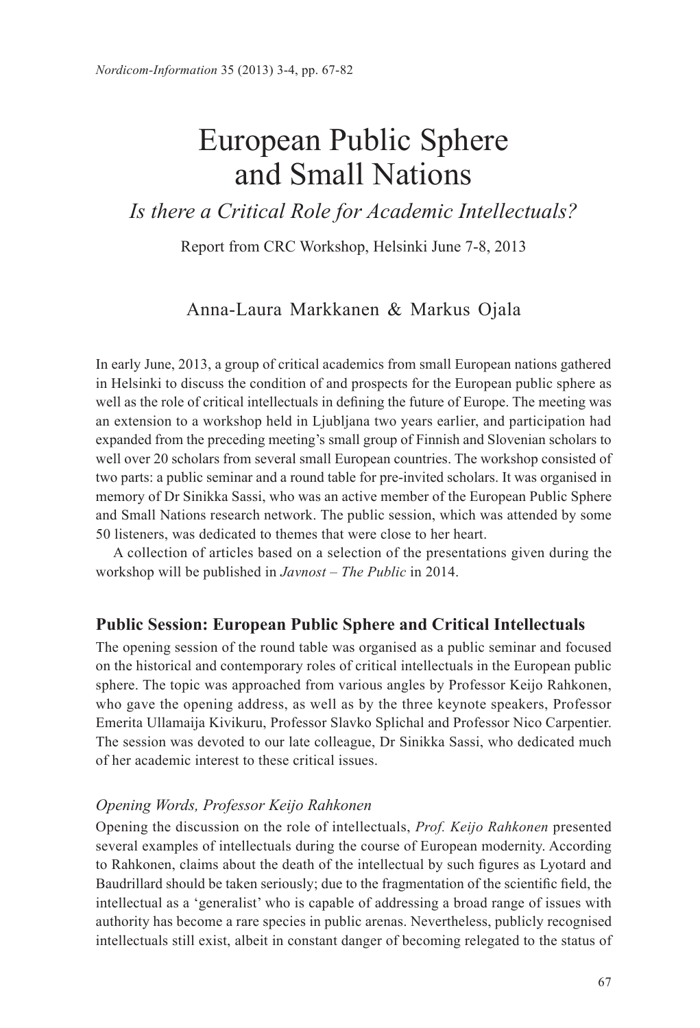# European Public Sphere and Small Nations

*Is there a Critical Role for Academic Intellectuals?*

Report from CRC Workshop, Helsinki June 7-8, 2013

Anna-Laura Markkanen & Markus Ojala

In early June, 2013, a group of critical academics from small European nations gathered in Helsinki to discuss the condition of and prospects for the European public sphere as well as the role of critical intellectuals in defining the future of Europe. The meeting was an extension to a workshop held in Ljubljana two years earlier, and participation had expanded from the preceding meeting's small group of Finnish and Slovenian scholars to well over 20 scholars from several small European countries. The workshop consisted of two parts: a public seminar and a round table for pre-invited scholars. It was organised in memory of Dr Sinikka Sassi, who was an active member of the European Public Sphere and Small Nations research network. The public session, which was attended by some 50 listeners, was dedicated to themes that were close to her heart.

A collection of articles based on a selection of the presentations given during the workshop will be published in *Javnost – The Public* in 2014.

## Public Session: European Public Sphere and Critical Intellectuals

The opening session of the round table was organised as a public seminar and focused on the historical and contemporary roles of critical intellectuals in the European public sphere. The topic was approached from various angles by Professor Keijo Rahkonen, who gave the opening address, as well as by the three keynote speakers, Professor Emerita Ullamaija Kivikuru, Professor Slavko Splichal and Professor Nico Carpentier. The session was devoted to our late colleague, Dr Sinikka Sassi, who dedicated much of her academic interest to these critical issues.

### *Opening Words, Professor Keijo Rahkonen*

Opening the discussion on the role of intellectuals, *Prof. Keijo Rahkonen* presented several examples of intellectuals during the course of European modernity. According to Rahkonen, claims about the death of the intellectual by such figures as Lyotard and Baudrillard should be taken seriously; due to the fragmentation of the scientific field, the intellectual as a 'generalist' who is capable of addressing a broad range of issues with authority has become a rare species in public arenas. Nevertheless, publicly recognised intellectuals still exist, albeit in constant danger of becoming relegated to the status of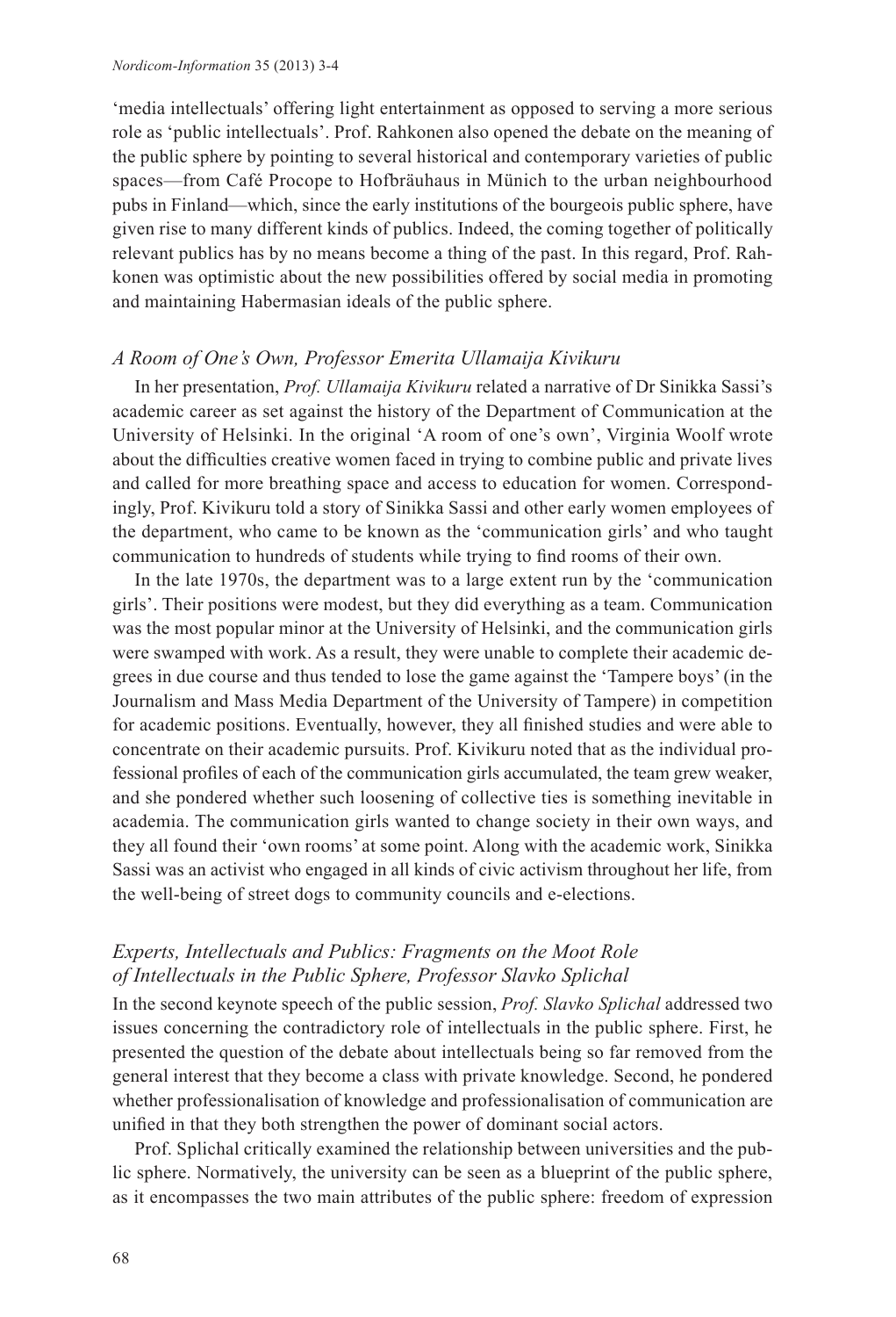'media intellectuals' offering light entertainment as opposed to serving a more serious role as 'public intellectuals'. Prof. Rahkonen also opened the debate on the meaning of the public sphere by pointing to several historical and contemporary varieties of public spaces—from Café Procope to Hofbräuhaus in Münich to the urban neighbourhood pubs in Finland—which, since the early institutions of the bourgeois public sphere, have given rise to many different kinds of publics. Indeed, the coming together of politically relevant publics has by no means become a thing of the past. In this regard, Prof. Rahkonen was optimistic about the new possibilities offered by social media in promoting and maintaining Habermasian ideals of the public sphere.

### *A Room of One's Own, Professor Emerita Ullamaija Kivikuru*

In her presentation, *Prof. Ullamaija Kivikuru* related a narrative of Dr Sinikka Sassi's academic career as set against the history of the Department of Communication at the University of Helsinki. In the original 'A room of one's own', Virginia Woolf wrote about the difficulties creative women faced in trying to combine public and private lives and called for more breathing space and access to education for women. Correspondingly, Prof. Kivikuru told a story of Sinikka Sassi and other early women employees of the department, who came to be known as the 'communication girls' and who taught communication to hundreds of students while trying to find rooms of their own.

In the late 1970s, the department was to a large extent run by the 'communication girls'. Their positions were modest, but they did everything as a team. Communication was the most popular minor at the University of Helsinki, and the communication girls were swamped with work. As a result, they were unable to complete their academic degrees in due course and thus tended to lose the game against the 'Tampere boys' (in the Journalism and Mass Media Department of the University of Tampere) in competition for academic positions. Eventually, however, they all finished studies and were able to concentrate on their academic pursuits. Prof. Kivikuru noted that as the individual professional profiles of each of the communication girls accumulated, the team grew weaker, and she pondered whether such loosening of collective ties is something inevitable in academia. The communication girls wanted to change society in their own ways, and they all found their 'own rooms' at some point. Along with the academic work, Sinikka Sassi was an activist who engaged in all kinds of civic activism throughout her life, from the well-being of street dogs to community councils and e-elections.

### *Experts, Intellectuals and Publics: Fragments on the Moot Role of Intellectuals in the Public Sphere, Professor Slavko Splichal*

In the second keynote speech of the public session, *Prof. Slavko Splichal* addressed two issues concerning the contradictory role of intellectuals in the public sphere. First, he presented the question of the debate about intellectuals being so far removed from the general interest that they become a class with private knowledge. Second, he pondered whether professionalisation of knowledge and professionalisation of communication are unified in that they both strengthen the power of dominant social actors.

Prof. Splichal critically examined the relationship between universities and the public sphere. Normatively, the university can be seen as a blueprint of the public sphere, as it encompasses the two main attributes of the public sphere: freedom of expression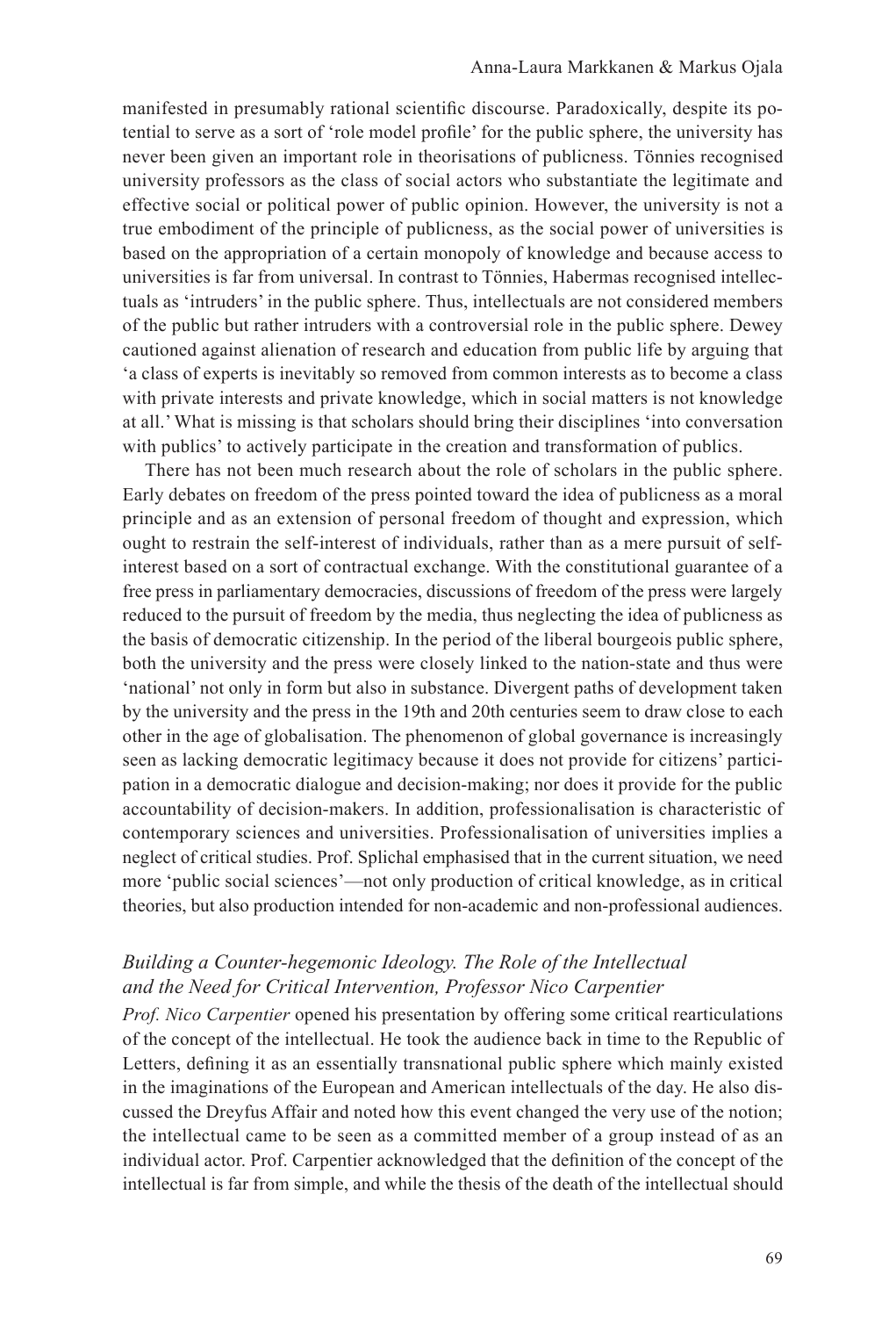manifested in presumably rational scientific discourse. Paradoxically, despite its potential to serve as a sort of 'role model profile' for the public sphere, the university has never been given an important role in theorisations of publicness. Tönnies recognised university professors as the class of social actors who substantiate the legitimate and effective social or political power of public opinion. However, the university is not a true embodiment of the principle of publicness, as the social power of universities is based on the appropriation of a certain monopoly of knowledge and because access to universities is far from universal. In contrast to Tönnies, Habermas recognised intellectuals as 'intruders' in the public sphere. Thus, intellectuals are not considered members of the public but rather intruders with a controversial role in the public sphere. Dewey cautioned against alienation of research and education from public life by arguing that 'a class of experts is inevitably so removed from common interests as to become a class with private interests and private knowledge, which in social matters is not knowledge at all.' What is missing is that scholars should bring their disciplines 'into conversation with publics' to actively participate in the creation and transformation of publics.

There has not been much research about the role of scholars in the public sphere. Early debates on freedom of the press pointed toward the idea of publicness as a moral principle and as an extension of personal freedom of thought and expression, which ought to restrain the self-interest of individuals, rather than as a mere pursuit of self-interest based on a sort of contractual exchange. With the constitutional guarantee of a free press in parliamentary democracies, discussions of freedom of the press were largely reduced to the pursuit of freedom by the media, thus neglecting the idea of publicness as the basis of democratic citizenship. In the period of the liberal bourgeois public sphere, both the university and the press were closely linked to the nation-state and thus were 'national' not only in form but also in substance. Divergent paths of development taken by the university and the press in the 19th and 20th centuries seem to draw close to each other in the age of globalisation. The phenomenon of global governance is increasingly seen as lacking democratic legitimacy because it does not provide for citizens' participation in a democratic dialogue and decision-making; nor does it provide for the public accountability of decision-makers. In addition, professionalisation is characteristic of contemporary sciences and universities. Professionalisation of universities implies a neglect of critical studies. Prof. Splichal emphasised that in the current situation, we need more 'public social sciences'—not only production of critical knowledge, as in critical theories, but also production intended for non-academic and non-professional audiences.

### *Building a Counter-hegemonic Ideology. The Role of the Intellectual and the Need for Critical Intervention, Professor Nico Carpentier*

*Prof. Nico Carpentier* opened his presentation by offering some critical rearticulations of the concept of the intellectual. He took the audience back in time to the Republic of Letters, defining it as an essentially transnational public sphere which mainly existed in the imaginations of the European and American intellectuals of the day. He also discussed the Dreyfus Affair and noted how this event changed the very use of the notion; the intellectual came to be seen as a committed member of a group instead of as an individual actor. Prof. Carpentier acknowledged that the definition of the concept of the intellectual is far from simple, and while the thesis of the death of the intellectual should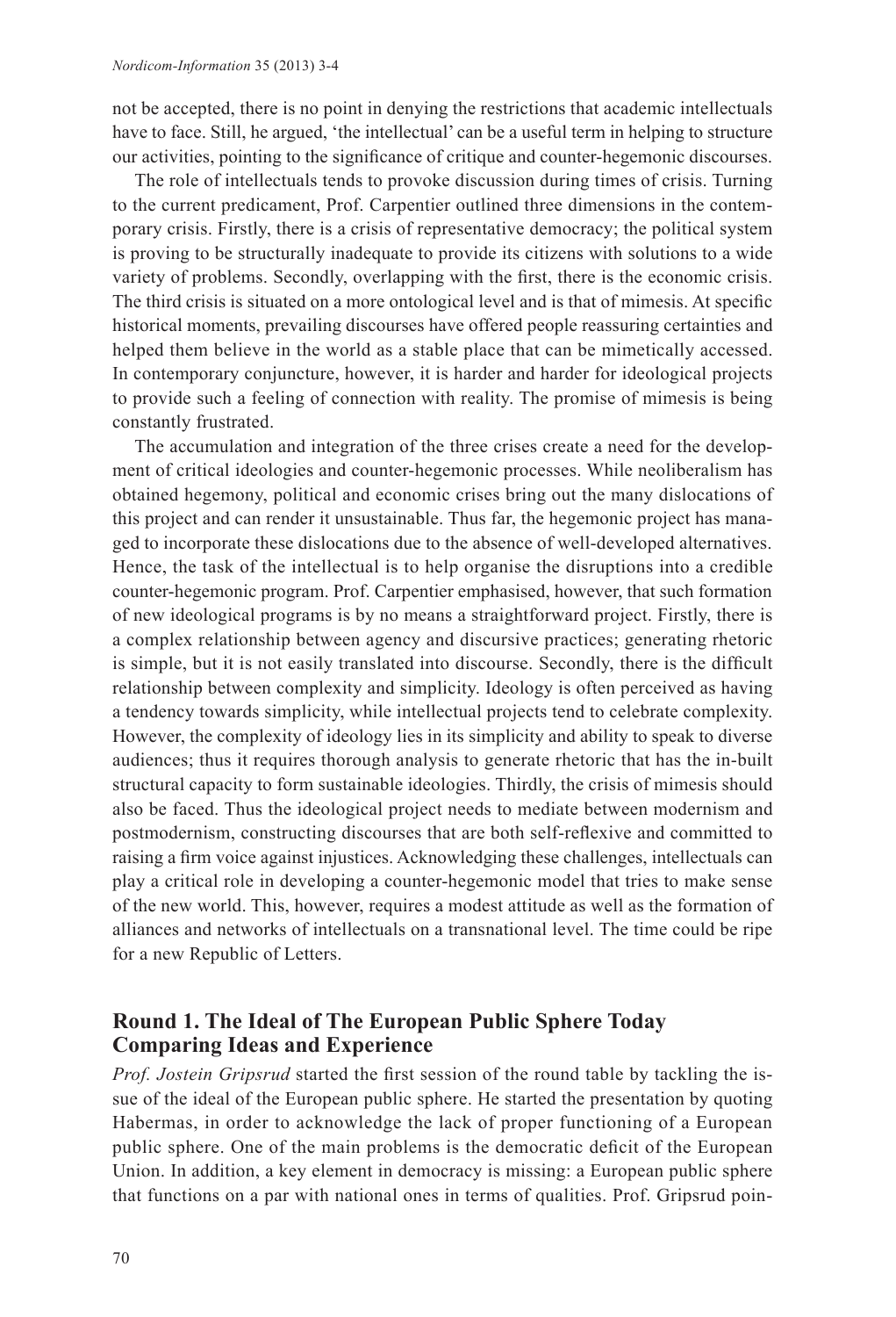not be accepted, there is no point in denying the restrictions that academic intellectuals have to face. Still, he argued, 'the intellectual' can be a useful term in helping to structure our activities, pointing to the significance of critique and counter-hegemonic discourses.

The role of intellectuals tends to provoke discussion during times of crisis. Turning to the current predicament, Prof. Carpentier outlined three dimensions in the contemporary crisis. Firstly, there is a crisis of representative democracy; the political system is proving to be structurally inadequate to provide its citizens with solutions to a wide variety of problems. Secondly, overlapping with the first, there is the economic crisis. The third crisis is situated on a more ontological level and is that of mimesis. At specific historical moments, prevailing discourses have offered people reassuring certainties and helped them believe in the world as a stable place that can be mimetically accessed. In contemporary conjuncture, however, it is harder and harder for ideological projects to provide such a feeling of connection with reality. The promise of mimesis is being constantly frustrated.

The accumulation and integration of the three crises create a need for the development of critical ideologies and counter-hegemonic processes. While neoliberalism has obtained hegemony, political and economic crises bring out the many dislocations of this project and can render it unsustainable. Thus far, the hegemonic project has managed to incorporate these dislocations due to the absence of well-developed alternatives. Hence, the task of the intellectual is to help organise the disruptions into a credible counter-hegemonic program. Prof. Carpentier emphasised, however, that such formation of new ideological programs is by no means a straightforward project. Firstly, there is a complex relationship between agency and discursive practices; generating rhetoric is simple, but it is not easily translated into discourse. Secondly, there is the difficult relationship between complexity and simplicity. Ideology is often perceived as having a tendency towards simplicity, while intellectual projects tend to celebrate complexity. However, the complexity of ideology lies in its simplicity and ability to speak to diverse audiences; thus it requires thorough analysis to generate rhetoric that has the in-built structural capacity to form sustainable ideologies. Thirdly, the crisis of mimesis should also be faced. Thus the ideological project needs to mediate between modernism and postmodernism, constructing discourses that are both self-reflexive and committed to raising a firm voice against injustices. Acknowledging these challenges, intellectuals can play a critical role in developing a counter-hegemonic model that tries to make sense of the new world. This, however, requires a modest attitude as well as the formation of alliances and networks of intellectuals on a transnational level. The time could be ripe for a new Republic of Letters.

## Round 1. The Ideal of The European Public Sphere Today Comparing Ideas and Experience

*Prof. Jostein Gripsrud* started the first session of the round table by tackling the issue of the ideal of the European public sphere. He started the presentation by quoting Habermas, in order to acknowledge the lack of proper functioning of a European public sphere. One of the main problems is the democratic deficit of the European Union. In addition, a key element in democracy is missing: a European public sphere that functions on a par with national ones in terms of qualities. Prof. Gripsrud poin-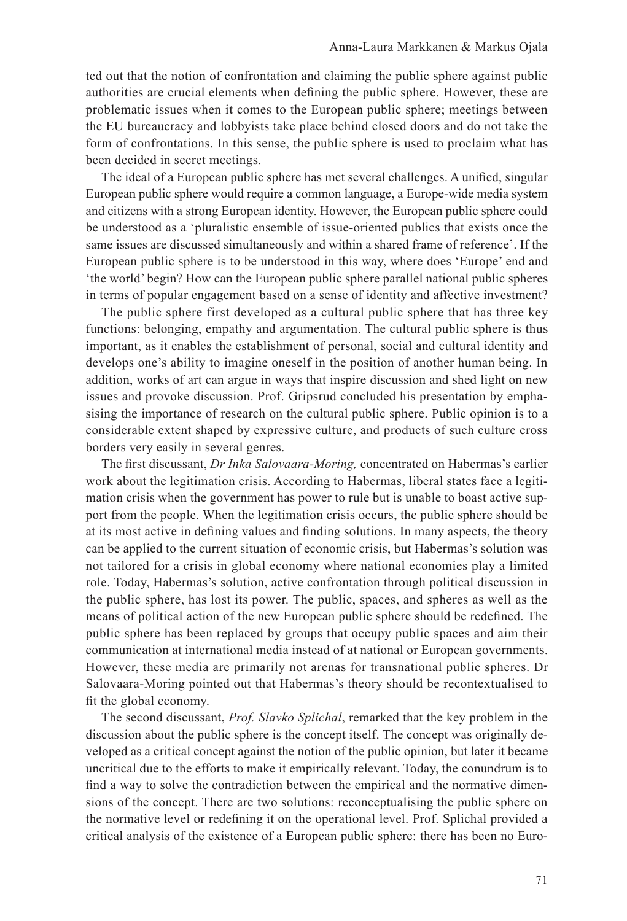ted out that the notion of confrontation and claiming the public sphere against public authorities are crucial elements when defining the public sphere. However, these are problematic issues when it comes to the European public sphere; meetings between the EU bureaucracy and lobbyists take place behind closed doors and do not take the form of confrontations. In this sense, the public sphere is used to proclaim what has been decided in secret meetings.

The ideal of a European public sphere has met several challenges. A unified, singular European public sphere would require a common language, a Europe-wide media system and citizens with a strong European identity. However, the European public sphere could be understood as a 'pluralistic ensemble of issue-oriented publics that exists once the same issues are discussed simultaneously and within a shared frame of reference'. If the European public sphere is to be understood in this way, where does 'Europe' end and 'the world' begin? How can the European public sphere parallel national public spheres in terms of popular engagement based on a sense of identity and affective investment?

The public sphere first developed as a cultural public sphere that has three key functions: belonging, empathy and argumentation. The cultural public sphere is thus important, as it enables the establishment of personal, social and cultural identity and develops one's ability to imagine oneself in the position of another human being. In addition, works of art can argue in ways that inspire discussion and shed light on new issues and provoke discussion. Prof. Gripsrud concluded his presentation by emphasising the importance of research on the cultural public sphere. Public opinion is to a considerable extent shaped by expressive culture, and products of such culture cross borders very easily in several genres.

The first discussant, *Dr Inka Salovaara-Moring,* concentrated on Habermas's earlier work about the legitimation crisis. According to Habermas, liberal states face a legitimation crisis when the government has power to rule but is unable to boast active support from the people. When the legitimation crisis occurs, the public sphere should be at its most active in defining values and finding solutions. In many aspects, the theory can be applied to the current situation of economic crisis, but Habermas's solution was not tailored for a crisis in global economy where national economies play a limited role. Today, Habermas's solution, active confrontation through political discussion in the public sphere, has lost its power. The public, spaces, and spheres as well as the means of political action of the new European public sphere should be redefined. The public sphere has been replaced by groups that occupy public spaces and aim their communication at international media instead of at national or European governments. However, these media are primarily not arenas for transnational public spheres. Dr Salovaara-Moring pointed out that Habermas's theory should be recontextualised to fit the global economy.

The second discussant, *Prof. Slavko Splichal*, remarked that the key problem in the discussion about the public sphere is the concept itself. The concept was originally developed as a critical concept against the notion of the public opinion, but later it became uncritical due to the efforts to make it empirically relevant. Today, the conundrum is to find a way to solve the contradiction between the empirical and the normative dimensions of the concept. There are two solutions: reconceptualising the public sphere on the normative level or redefining it on the operational level. Prof. Splichal provided a critical analysis of the existence of a European public sphere: there has been no Euro-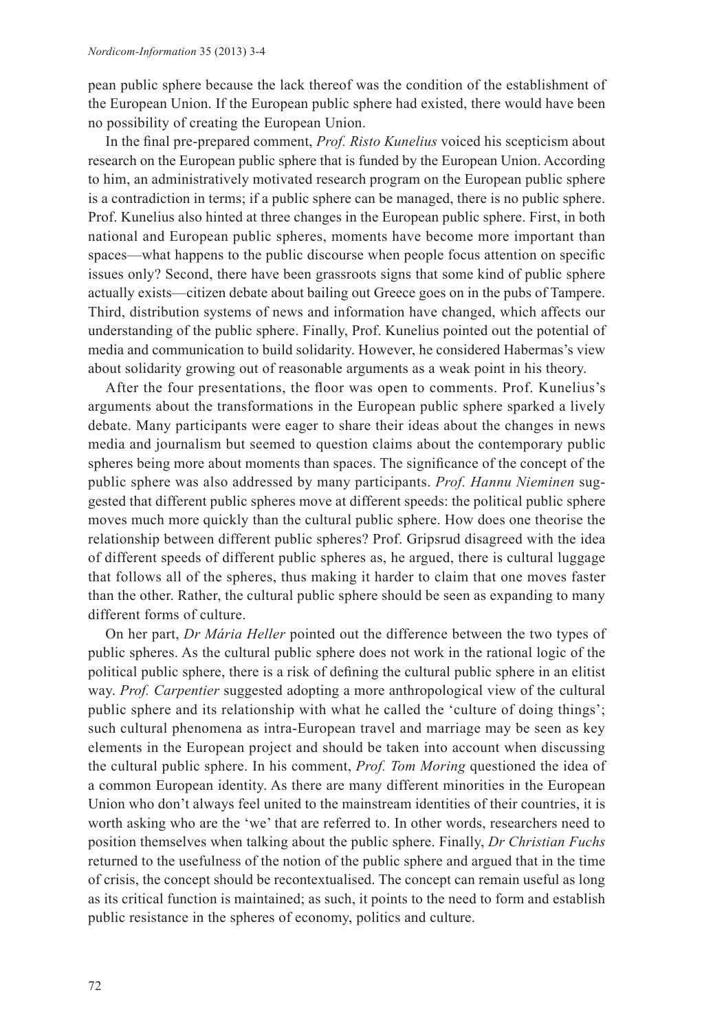pean public sphere because the lack thereof was the condition of the establishment of the European Union. If the European public sphere had existed, there would have been no possibility of creating the European Union.

In the final pre-prepared comment, *Prof. Risto Kunelius* voiced his scepticism about research on the European public sphere that is funded by the European Union. According to him, an administratively motivated research program on the European public sphere is a contradiction in terms; if a public sphere can be managed, there is no public sphere. Prof. Kunelius also hinted at three changes in the European public sphere. First, in both national and European public spheres, moments have become more important than spaces—what happens to the public discourse when people focus attention on specific issues only? Second, there have been grassroots signs that some kind of public sphere actually exists—citizen debate about bailing out Greece goes on in the pubs of Tampere. Third, distribution systems of news and information have changed, which affects our understanding of the public sphere. Finally, Prof. Kunelius pointed out the potential of media and communication to build solidarity. However, he considered Habermas's view about solidarity growing out of reasonable arguments as a weak point in his theory.

After the four presentations, the floor was open to comments. Prof. Kunelius's arguments about the transformations in the European public sphere sparked a lively debate. Many participants were eager to share their ideas about the changes in news media and journalism but seemed to question claims about the contemporary public spheres being more about moments than spaces. The significance of the concept of the public sphere was also addressed by many participants. *Prof. Hannu Nieminen* suggested that different public spheres move at different speeds: the political public sphere moves much more quickly than the cultural public sphere. How does one theorise the relationship between different public spheres? Prof. Gripsrud disagreed with the idea of different speeds of different public spheres as, he argued, there is cultural luggage that follows all of the spheres, thus making it harder to claim that one moves faster than the other. Rather, the cultural public sphere should be seen as expanding to many different forms of culture.

On her part, *Dr Mária Heller* pointed out the difference between the two types of public spheres. As the cultural public sphere does not work in the rational logic of the political public sphere, there is a risk of defining the cultural public sphere in an elitist way. *Prof. Carpentier* suggested adopting a more anthropological view of the cultural public sphere and its relationship with what he called the 'culture of doing things'; such cultural phenomena as intra-European travel and marriage may be seen as key elements in the European project and should be taken into account when discussing the cultural public sphere. In his comment, *Prof. Tom Moring* questioned the idea of a common European identity. As there are many different minorities in the European Union who don't always feel united to the mainstream identities of their countries, it is worth asking who are the 'we' that are referred to. In other words, researchers need to position themselves when talking about the public sphere. Finally, *Dr Christian Fuchs* returned to the usefulness of the notion of the public sphere and argued that in the time of crisis, the concept should be recontextualised. The concept can remain useful as long as its critical function is maintained; as such, it points to the need to form and establish public resistance in the spheres of economy, politics and culture.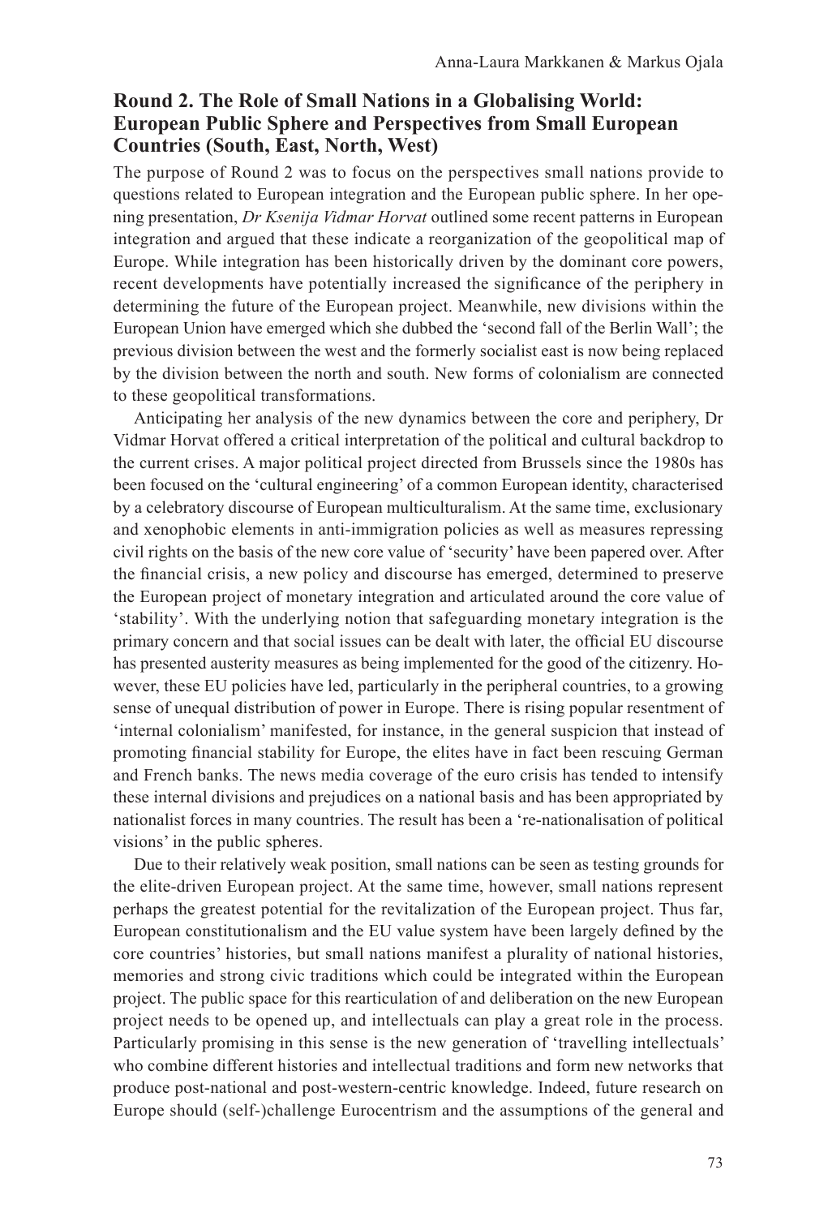## Round 2. The Role of Small Nations in a Globalising World: European Public Sphere and Perspectives from Small European Countries (South, East, North, West)

The purpose of Round 2 was to focus on the perspectives small nations provide to questions related to European integration and the European public sphere. In her opening presentation, *Dr Ksenija Vidmar Horvat* outlined some recent patterns in European integration and argued that these indicate a reorganization of the geopolitical map of Europe. While integration has been historically driven by the dominant core powers, recent developments have potentially increased the significance of the periphery in determining the future of the European project. Meanwhile, new divisions within the European Union have emerged which she dubbed the 'second fall of the Berlin Wall'; the previous division between the west and the formerly socialist east is now being replaced by the division between the north and south. New forms of colonialism are connected to these geopolitical transformations.

Anticipating her analysis of the new dynamics between the core and periphery, Dr Vidmar Horvat offered a critical interpretation of the political and cultural backdrop to the current crises. A major political project directed from Brussels since the 1980s has been focused on the 'cultural engineering' of a common European identity, characterised by a celebratory discourse of European multiculturalism. At the same time, exclusionary and xenophobic elements in anti-immigration policies as well as measures repressing civil rights on the basis of the new core value of 'security' have been papered over. After the financial crisis, a new policy and discourse has emerged, determined to preserve the European project of monetary integration and articulated around the core value of 'stability'. With the underlying notion that safeguarding monetary integration is the primary concern and that social issues can be dealt with later, the official EU discourse has presented austerity measures as being implemented for the good of the citizenry. However, these EU policies have led, particularly in the peripheral countries, to a growing sense of unequal distribution of power in Europe. There is rising popular resentment of 'internal colonialism' manifested, for instance, in the general suspicion that instead of promoting financial stability for Europe, the elites have in fact been rescuing German and French banks. The news media coverage of the euro crisis has tended to intensify these internal divisions and prejudices on a national basis and has been appropriated by nationalist forces in many countries. The result has been a 're-nationalisation of political visions' in the public spheres.

Due to their relatively weak position, small nations can be seen as testing grounds for the elite-driven European project. At the same time, however, small nations represent perhaps the greatest potential for the revitalization of the European project. Thus far, European constitutionalism and the EU value system have been largely defined by the core countries' histories, but small nations manifest a plurality of national histories, memories and strong civic traditions which could be integrated within the European project. The public space for this rearticulation of and deliberation on the new European project needs to be opened up, and intellectuals can play a great role in the process. Particularly promising in this sense is the new generation of 'travelling intellectuals' who combine different histories and intellectual traditions and form new networks that produce post-national and post-western-centric knowledge. Indeed, future research on Europe should (self-)challenge Eurocentrism and the assumptions of the general and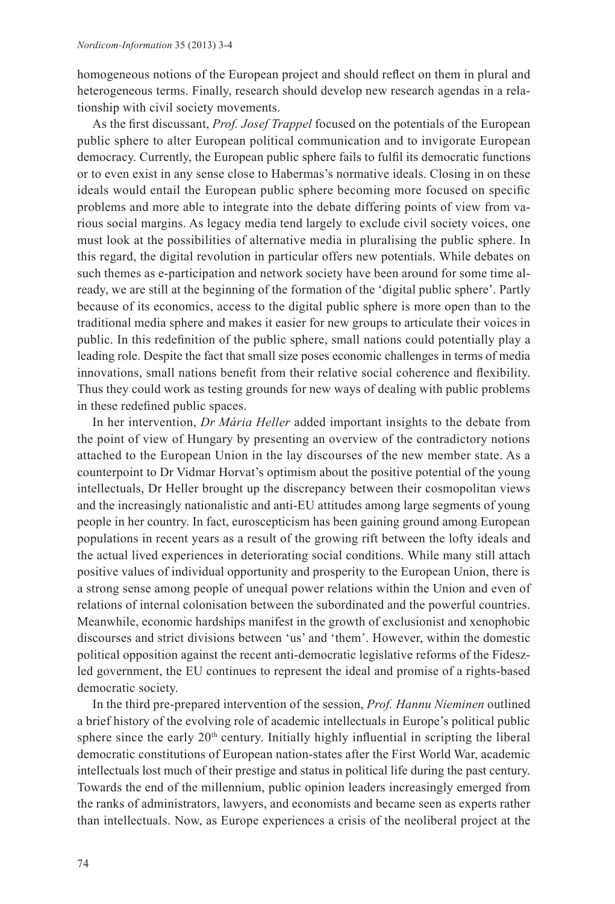homogeneous notions of the European project and should reflect on them in plural and heterogeneous terms. Finally, research should develop new research agendas in a relationship with civil society movements.

As the first discussant, *Prof. Josef Trappel* focused on the potentials of the European public sphere to alter European political communication and to invigorate European democracy. Currently, the European public sphere fails to fulfil its democratic functions or to even exist in any sense close to Habermas's normative ideals. Closing in on these ideals would entail the European public sphere becoming more focused on specific problems and more able to integrate into the debate differing points of view from various social margins. As legacy media tend largely to exclude civil society voices, one must look at the possibilities of alternative media in pluralising the public sphere. In this regard, the digital revolution in particular offers new potentials. While debates on such themes as e-participation and network society have been around for some time already, we are still at the beginning of the formation of the 'digital public sphere'. Partly because of its economics, access to the digital public sphere is more open than to the traditional media sphere and makes it easier for new groups to articulate their voices in public. In this redefinition of the public sphere, small nations could potentially play a leading role. Despite the fact that small size poses economic challenges in terms of media innovations, small nations benefit from their relative social coherence and flexibility. Thus they could work as testing grounds for new ways of dealing with public problems in these redefined public spaces.

In her intervention, *Dr Mária Heller* added important insights to the debate from the point of view of Hungary by presenting an overview of the contradictory notions attached to the European Union in the lay discourses of the new member state. As a counterpoint to Dr Vidmar Horvat's optimism about the positive potential of the young intellectuals, Dr Heller brought up the discrepancy between their cosmopolitan views and the increasingly nationalistic and anti-EU attitudes among large segments of young people in her country. In fact, euroscepticism has been gaining ground among European populations in recent years as a result of the growing rift between the lofty ideals and the actual lived experiences in deteriorating social conditions. While many still attach positive values of individual opportunity and prosperity to the European Union, there is a strong sense among people of unequal power relations within the Union and even of relations of internal colonisation between the subordinated and the powerful countries. Meanwhile, economic hardships manifest in the growth of exclusionist and xenophobic discourses and strict divisions between 'us' and 'them'. However, within the domestic political opposition against the recent anti-democratic legislative reforms of the Fidesz-led government, the EU continues to represent the ideal and promise of a rights-based democratic society.

In the third pre-prepared intervention of the session, *Prof. Hannu Nieminen* outlined a brief history of the evolving role of academic intellectuals in Europe's political public sphere since the early 20th century. Initially highly influential in scripting the liberal democratic constitutions of European nation-states after the First World War, academic intellectuals lost much of their prestige and status in political life during the past century. Towards the end of the millennium, public opinion leaders increasingly emerged from the ranks of administrators, lawyers, and economists and became seen as experts rather than intellectuals. Now, as Europe experiences a crisis of the neoliberal project at the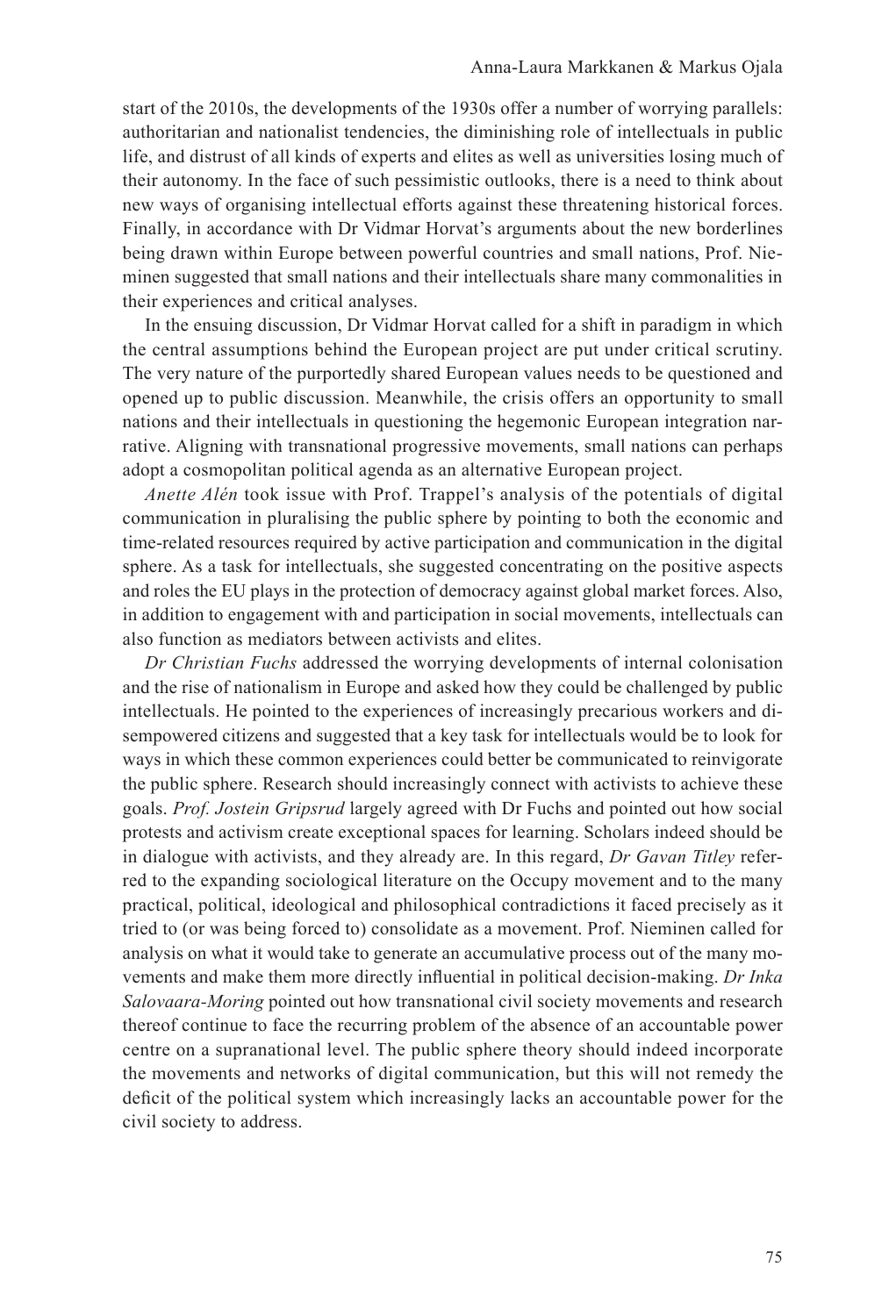start of the 2010s, the developments of the 1930s offer a number of worrying parallels: authoritarian and nationalist tendencies, the diminishing role of intellectuals in public life, and distrust of all kinds of experts and elites as well as universities losing much of their autonomy. In the face of such pessimistic outlooks, there is a need to think about new ways of organising intellectual efforts against these threatening historical forces. Finally, in accordance with Dr Vidmar Horvat's arguments about the new borderlines being drawn within Europe between powerful countries and small nations, Prof. Nieminen suggested that small nations and their intellectuals share many commonalities in their experiences and critical analyses.

In the ensuing discussion, Dr Vidmar Horvat called for a shift in paradigm in which the central assumptions behind the European project are put under critical scrutiny. The very nature of the purportedly shared European values needs to be questioned and opened up to public discussion. Meanwhile, the crisis offers an opportunity to small nations and their intellectuals in questioning the hegemonic European integration narrative. Aligning with transnational progressive movements, small nations can perhaps adopt a cosmopolitan political agenda as an alternative European project.

*Anette Alén* took issue with Prof. Trappel's analysis of the potentials of digital communication in pluralising the public sphere by pointing to both the economic and time-related resources required by active participation and communication in the digital sphere. As a task for intellectuals, she suggested concentrating on the positive aspects and roles the EU plays in the protection of democracy against global market forces. Also, in addition to engagement with and participation in social movements, intellectuals can also function as mediators between activists and elites.

*Dr Christian Fuchs* addressed the worrying developments of internal colonisation and the rise of nationalism in Europe and asked how they could be challenged by public intellectuals. He pointed to the experiences of increasingly precarious workers and disempowered citizens and suggested that a key task for intellectuals would be to look for ways in which these common experiences could better be communicated to reinvigorate the public sphere. Research should increasingly connect with activists to achieve these goals. *Prof. Jostein Gripsrud* largely agreed with Dr Fuchs and pointed out how social protests and activism create exceptional spaces for learning. Scholars indeed should be in dialogue with activists, and they already are. In this regard, *Dr Gavan Titley* referred to the expanding sociological literature on the Occupy movement and to the many practical, political, ideological and philosophical contradictions it faced precisely as it tried to (or was being forced to) consolidate as a movement. Prof. Nieminen called for analysis on what it would take to generate an accumulative process out of the many movements and make them more directly influential in political decision-making. *Dr Inka Salovaara-Moring* pointed out how transnational civil society movements and research thereof continue to face the recurring problem of the absence of an accountable power centre on a supranational level. The public sphere theory should indeed incorporate the movements and networks of digital communication, but this will not remedy the deficit of the political system which increasingly lacks an accountable power for the civil society to address.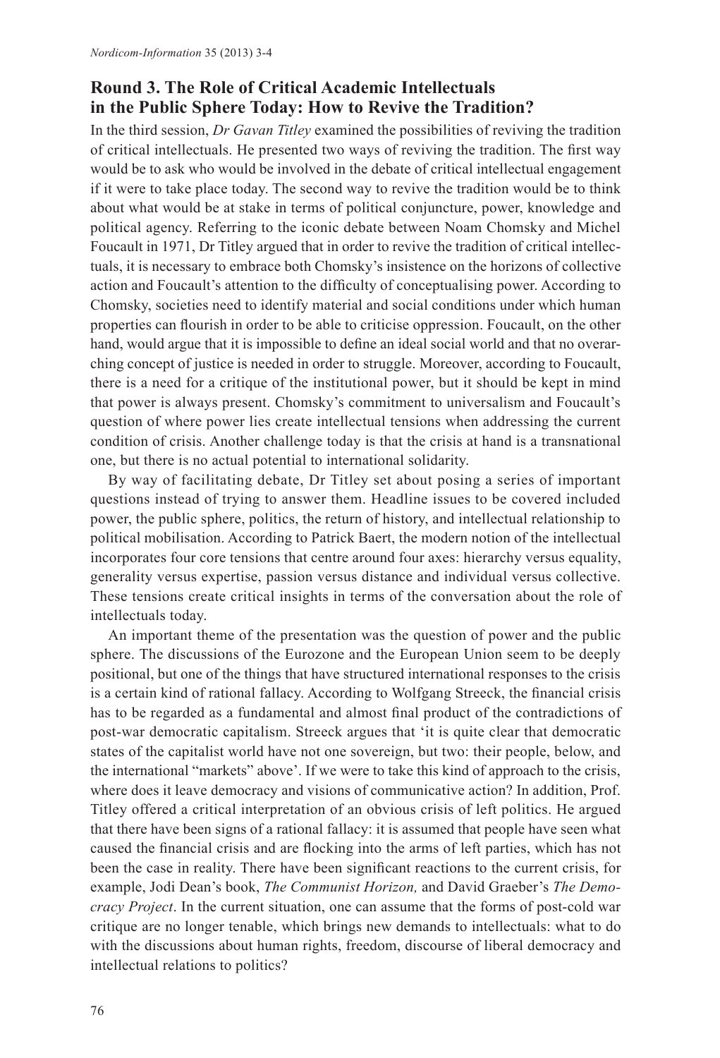## Round 3. The Role of Critical Academic Intellectuals in the Public Sphere Today: How to Revive the Tradition?

In the third session, *Dr Gavan Titley* examined the possibilities of reviving the tradition of critical intellectuals. He presented two ways of reviving the tradition. The first way would be to ask who would be involved in the debate of critical intellectual engagement if it were to take place today. The second way to revive the tradition would be to think about what would be at stake in terms of political conjuncture, power, knowledge and political agency. Referring to the iconic debate between Noam Chomsky and Michel Foucault in 1971, Dr Titley argued that in order to revive the tradition of critical intellectuals, it is necessary to embrace both Chomsky's insistence on the horizons of collective action and Foucault's attention to the difficulty of conceptualising power. According to Chomsky, societies need to identify material and social conditions under which human properties can flourish in order to be able to criticise oppression. Foucault, on the other hand, would argue that it is impossible to define an ideal social world and that no overarching concept of justice is needed in order to struggle. Moreover, according to Foucault, there is a need for a critique of the institutional power, but it should be kept in mind that power is always present. Chomsky's commitment to universalism and Foucault's question of where power lies create intellectual tensions when addressing the current condition of crisis. Another challenge today is that the crisis at hand is a transnational one, but there is no actual potential to international solidarity.

By way of facilitating debate, Dr Titley set about posing a series of important questions instead of trying to answer them. Headline issues to be covered included power, the public sphere, politics, the return of history, and intellectual relationship to political mobilisation. According to Patrick Baert, the modern notion of the intellectual incorporates four core tensions that centre around four axes: hierarchy versus equality, generality versus expertise, passion versus distance and individual versus collective. These tensions create critical insights in terms of the conversation about the role of intellectuals today.

An important theme of the presentation was the question of power and the public sphere. The discussions of the Eurozone and the European Union seem to be deeply positional, but one of the things that have structured international responses to the crisis is a certain kind of rational fallacy. According to Wolfgang Streeck, the financial crisis has to be regarded as a fundamental and almost final product of the contradictions of post-war democratic capitalism. Streeck argues that 'it is quite clear that democratic states of the capitalist world have not one sovereign, but two: their people, below, and the international "markets" above'. If we were to take this kind of approach to the crisis, where does it leave democracy and visions of communicative action? In addition, Prof. Titley offered a critical interpretation of an obvious crisis of left politics. He argued that there have been signs of a rational fallacy: it is assumed that people have seen what caused the financial crisis and are flocking into the arms of left parties, which has not been the case in reality. There have been significant reactions to the current crisis, for example, Jodi Dean's book, *The Communist Horizon,* and David Graeber's *The Democracy Project*. In the current situation, one can assume that the forms of post-cold war critique are no longer tenable, which brings new demands to intellectuals: what to do with the discussions about human rights, freedom, discourse of liberal democracy and intellectual relations to politics?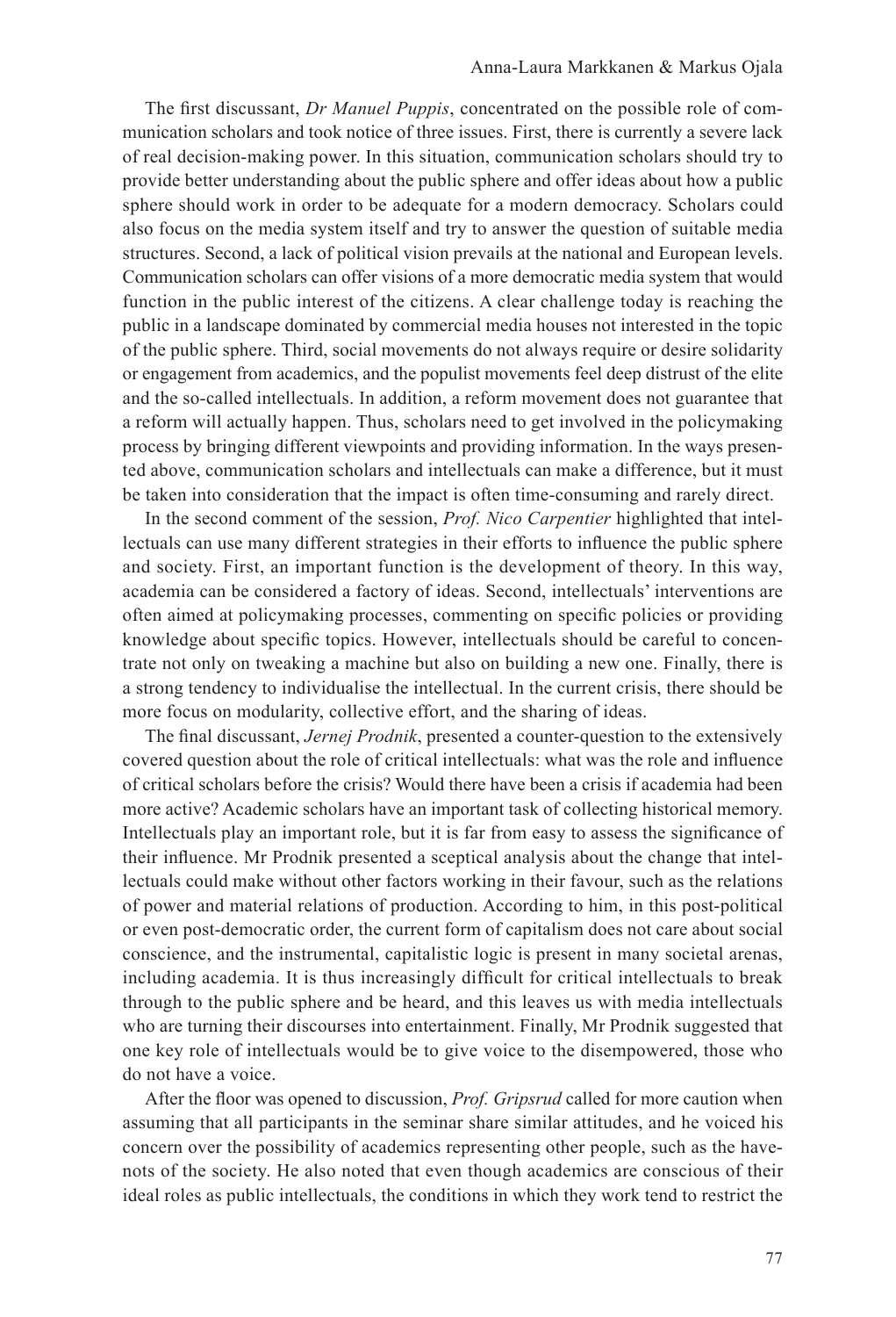The first discussant, *Dr Manuel Puppis*, concentrated on the possible role of communication scholars and took notice of three issues. First, there is currently a severe lack of real decision-making power. In this situation, communication scholars should try to provide better understanding about the public sphere and offer ideas about how a public sphere should work in order to be adequate for a modern democracy. Scholars could also focus on the media system itself and try to answer the question of suitable media structures. Second, a lack of political vision prevails at the national and European levels. Communication scholars can offer visions of a more democratic media system that would function in the public interest of the citizens. A clear challenge today is reaching the public in a landscape dominated by commercial media houses not interested in the topic of the public sphere. Third, social movements do not always require or desire solidarity or engagement from academics, and the populist movements feel deep distrust of the elite and the so-called intellectuals. In addition, a reform movement does not guarantee that a reform will actually happen. Thus, scholars need to get involved in the policymaking process by bringing different viewpoints and providing information. In the ways presented above, communication scholars and intellectuals can make a difference, but it must be taken into consideration that the impact is often time-consuming and rarely direct.

In the second comment of the session, *Prof. Nico Carpentier* highlighted that intellectuals can use many different strategies in their efforts to influence the public sphere and society. First, an important function is the development of theory. In this way, academia can be considered a factory of ideas. Second, intellectuals' interventions are often aimed at policymaking processes, commenting on specific policies or providing knowledge about specific topics. However, intellectuals should be careful to concentrate not only on tweaking a machine but also on building a new one. Finally, there is a strong tendency to individualise the intellectual. In the current crisis, there should be more focus on modularity, collective effort, and the sharing of ideas.

The final discussant, *Jernej Prodnik*, presented a counter-question to the extensively covered question about the role of critical intellectuals: what was the role and influence of critical scholars before the crisis? Would there have been a crisis if academia had been more active? Academic scholars have an important task of collecting historical memory. Intellectuals play an important role, but it is far from easy to assess the significance of their influence. Mr Prodnik presented a sceptical analysis about the change that intellectuals could make without other factors working in their favour, such as the relations of power and material relations of production. According to him, in this post-political or even post-democratic order, the current form of capitalism does not care about social conscience, and the instrumental, capitalistic logic is present in many societal arenas, including academia. It is thus increasingly difficult for critical intellectuals to break through to the public sphere and be heard, and this leaves us with media intellectuals who are turning their discourses into entertainment. Finally, Mr Prodnik suggested that one key role of intellectuals would be to give voice to the disempowered, those who do not have a voice.

After the floor was opened to discussion, *Prof. Gripsrud* called for more caution when assuming that all participants in the seminar share similar attitudes, and he voiced his concern over the possibility of academics representing other people, such as the have-nots of the society. He also noted that even though academics are conscious of their ideal roles as public intellectuals, the conditions in which they work tend to restrict the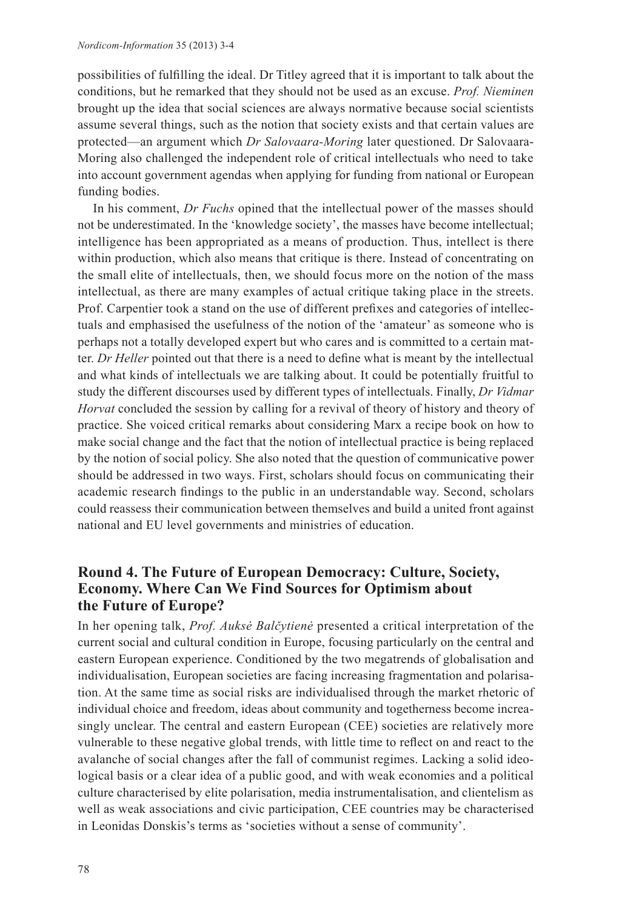possibilities of fulfilling the ideal. Dr Titley agreed that it is important to talk about the conditions, but he remarked that they should not be used as an excuse. *Prof. Nieminen* brought up the idea that social sciences are always normative because social scientists assume several things, such as the notion that society exists and that certain values are protected—an argument which *Dr Salovaara-Moring* later questioned. Dr Salovaara-Moring also challenged the independent role of critical intellectuals who need to take into account government agendas when applying for funding from national or European funding bodies.

In his comment, *Dr Fuchs* opined that the intellectual power of the masses should not be underestimated. In the 'knowledge society', the masses have become intellectual; intelligence has been appropriated as a means of production. Thus, intellect is there within production, which also means that critique is there. Instead of concentrating on the small elite of intellectuals, then, we should focus more on the notion of the mass intellectual, as there are many examples of actual critique taking place in the streets. Prof. Carpentier took a stand on the use of different prefixes and categories of intellectuals and emphasised the usefulness of the notion of the 'amateur' as someone who is perhaps not a totally developed expert but who cares and is committed to a certain matter. *Dr Heller* pointed out that there is a need to define what is meant by the intellectual and what kinds of intellectuals we are talking about. It could be potentially fruitful to study the different discourses used by different types of intellectuals. Finally, *Dr Vidmar Horvat* concluded the session by calling for a revival of theory of history and theory of practice. She voiced critical remarks about considering Marx a recipe book on how to make social change and the fact that the notion of intellectual practice is being replaced by the notion of social policy. She also noted that the question of communicative power should be addressed in two ways. First, scholars should focus on communicating their academic research findings to the public in an understandable way. Second, scholars could reassess their communication between themselves and build a united front against national and EU level governments and ministries of education.

## Round 4. The Future of European Democracy: Culture, Society, Economy. Where Can We Find Sources for Optimism about the Future of Europe?

In her opening talk, *Prof. Auksė Balčytienė* presented a critical interpretation of the current social and cultural condition in Europe, focusing particularly on the central and eastern European experience. Conditioned by the two megatrends of globalisation and individualisation, European societies are facing increasing fragmentation and polarisation. At the same time as social risks are individualised through the market rhetoric of individual choice and freedom, ideas about community and togetherness become increasingly unclear. The central and eastern European (CEE) societies are relatively more vulnerable to these negative global trends, with little time to reflect on and react to the avalanche of social changes after the fall of communist regimes. Lacking a solid ideological basis or a clear idea of a public good, and with weak economies and a political culture characterised by elite polarisation, media instrumentalisation, and clientelism as well as weak associations and civic participation, CEE countries may be characterised in Leonidas Donskis's terms as 'societies without a sense of community'.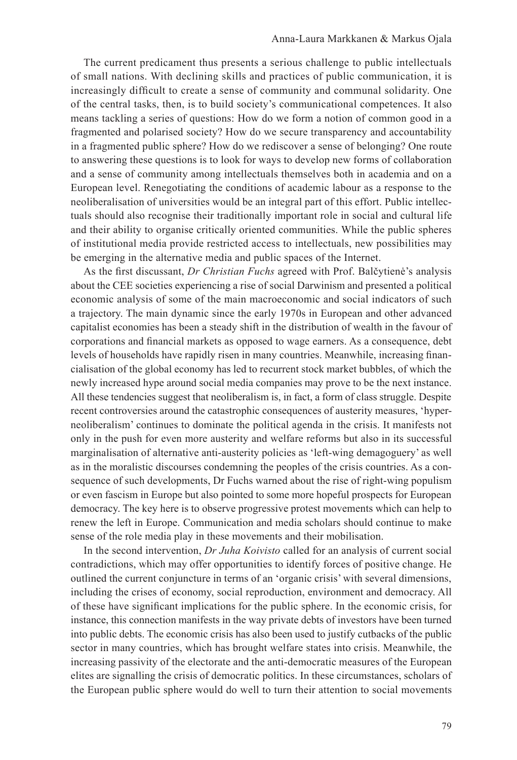The current predicament thus presents a serious challenge to public intellectuals of small nations. With declining skills and practices of public communication, it is increasingly difficult to create a sense of community and communal solidarity. One of the central tasks, then, is to build society's communicational competences. It also means tackling a series of questions: How do we form a notion of common good in a fragmented and polarised society? How do we secure transparency and accountability in a fragmented public sphere? How do we rediscover a sense of belonging? One route to answering these questions is to look for ways to develop new forms of collaboration and a sense of community among intellectuals themselves both in academia and on a European level. Renegotiating the conditions of academic labour as a response to the neoliberalisation of universities would be an integral part of this effort. Public intellectuals should also recognise their traditionally important role in social and cultural life and their ability to organise critically oriented communities. While the public spheres of institutional media provide restricted access to intellectuals, new possibilities may be emerging in the alternative media and public spaces of the Internet.

As the first discussant, *Dr Christian Fuchs* agreed with Prof. Balčytienė's analysis about the CEE societies experiencing a rise of social Darwinism and presented a political economic analysis of some of the main macroeconomic and social indicators of such a trajectory. The main dynamic since the early 1970s in European and other advanced capitalist economies has been a steady shift in the distribution of wealth in the favour of corporations and financial markets as opposed to wage earners. As a consequence, debt levels of households have rapidly risen in many countries. Meanwhile, increasing financialisation of the global economy has led to recurrent stock market bubbles, of which the newly increased hype around social media companies may prove to be the next instance. All these tendencies suggest that neoliberalism is, in fact, a form of class struggle. Despite recent controversies around the catastrophic consequences of austerity measures, 'hyper-neoliberalism' continues to dominate the political agenda in the crisis. It manifests not only in the push for even more austerity and welfare reforms but also in its successful marginalisation of alternative anti-austerity policies as 'left-wing demagoguery' as well as in the moralistic discourses condemning the peoples of the crisis countries. As a consequence of such developments, Dr Fuchs warned about the rise of right-wing populism or even fascism in Europe but also pointed to some more hopeful prospects for European democracy. The key here is to observe progressive protest movements which can help to renew the left in Europe. Communication and media scholars should continue to make sense of the role media play in these movements and their mobilisation.

In the second intervention, *Dr Juha Koivisto* called for an analysis of current social contradictions, which may offer opportunities to identify forces of positive change. He outlined the current conjuncture in terms of an 'organic crisis' with several dimensions, including the crises of economy, social reproduction, environment and democracy. All of these have significant implications for the public sphere. In the economic crisis, for instance, this connection manifests in the way private debts of investors have been turned into public debts. The economic crisis has also been used to justify cutbacks of the public sector in many countries, which has brought welfare states into crisis. Meanwhile, the increasing passivity of the electorate and the anti-democratic measures of the European elites are signalling the crisis of democratic politics. In these circumstances, scholars of the European public sphere would do well to turn their attention to social movements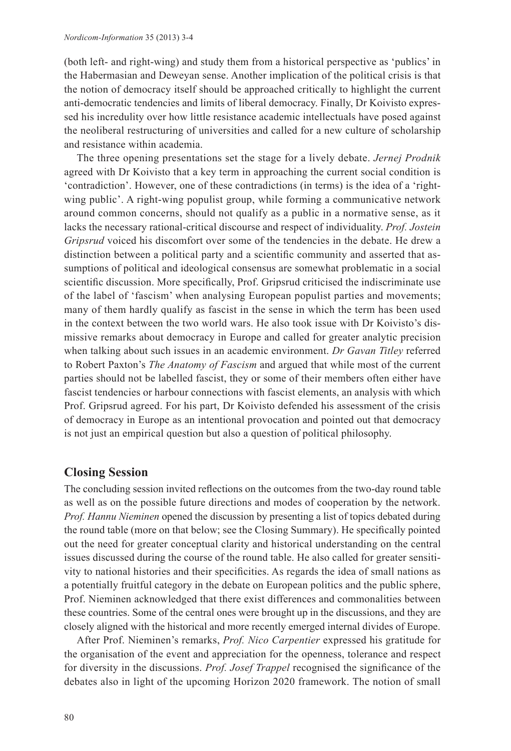(both left- and right-wing) and study them from a historical perspective as 'publics' in the Habermasian and Deweyan sense. Another implication of the political crisis is that the notion of democracy itself should be approached critically to highlight the current anti-democratic tendencies and limits of liberal democracy. Finally, Dr Koivisto expressed his incredulity over how little resistance academic intellectuals have posed against the neoliberal restructuring of universities and called for a new culture of scholarship and resistance within academia.

The three opening presentations set the stage for a lively debate. *Jernej Prodnik* agreed with Dr Koivisto that a key term in approaching the current social condition is 'contradiction'. However, one of these contradictions (in terms) is the idea of a 'right-wing public'. A right-wing populist group, while forming a communicative network around common concerns, should not qualify as a public in a normative sense, as it lacks the necessary rational-critical discourse and respect of individuality. *Prof. Jostein Gripsrud* voiced his discomfort over some of the tendencies in the debate. He drew a distinction between a political party and a scientific community and asserted that assumptions of political and ideological consensus are somewhat problematic in a social scientific discussion. More specifically, Prof. Gripsrud criticised the indiscriminate use of the label of 'fascism' when analysing European populist parties and movements; many of them hardly qualify as fascist in the sense in which the term has been used in the context between the two world wars. He also took issue with Dr Koivisto's dismissive remarks about democracy in Europe and called for greater analytic precision when talking about such issues in an academic environment. *Dr Gavan Titley* referred to Robert Paxton's *The Anatomy of Fascism* and argued that while most of the current parties should not be labelled fascist, they or some of their members often either have fascist tendencies or harbour connections with fascist elements, an analysis with which Prof. Gripsrud agreed. For his part, Dr Koivisto defended his assessment of the crisis of democracy in Europe as an intentional provocation and pointed out that democracy is not just an empirical question but also a question of political philosophy.

## Closing Session

The concluding session invited reflections on the outcomes from the two-day round table as well as on the possible future directions and modes of cooperation by the network. *Prof. Hannu Nieminen* opened the discussion by presenting a list of topics debated during the round table (more on that below; see the Closing Summary). He specifically pointed out the need for greater conceptual clarity and historical understanding on the central issues discussed during the course of the round table. He also called for greater sensitivity to national histories and their specificities. As regards the idea of small nations as a potentially fruitful category in the debate on European politics and the public sphere, Prof. Nieminen acknowledged that there exist differences and commonalities between these countries. Some of the central ones were brought up in the discussions, and they are closely aligned with the historical and more recently emerged internal divides of Europe.

After Prof. Nieminen's remarks, *Prof. Nico Carpentier* expressed his gratitude for the organisation of the event and appreciation for the openness, tolerance and respect for diversity in the discussions. *Prof. Josef Trappel* recognised the significance of the debates also in light of the upcoming Horizon 2020 framework. The notion of small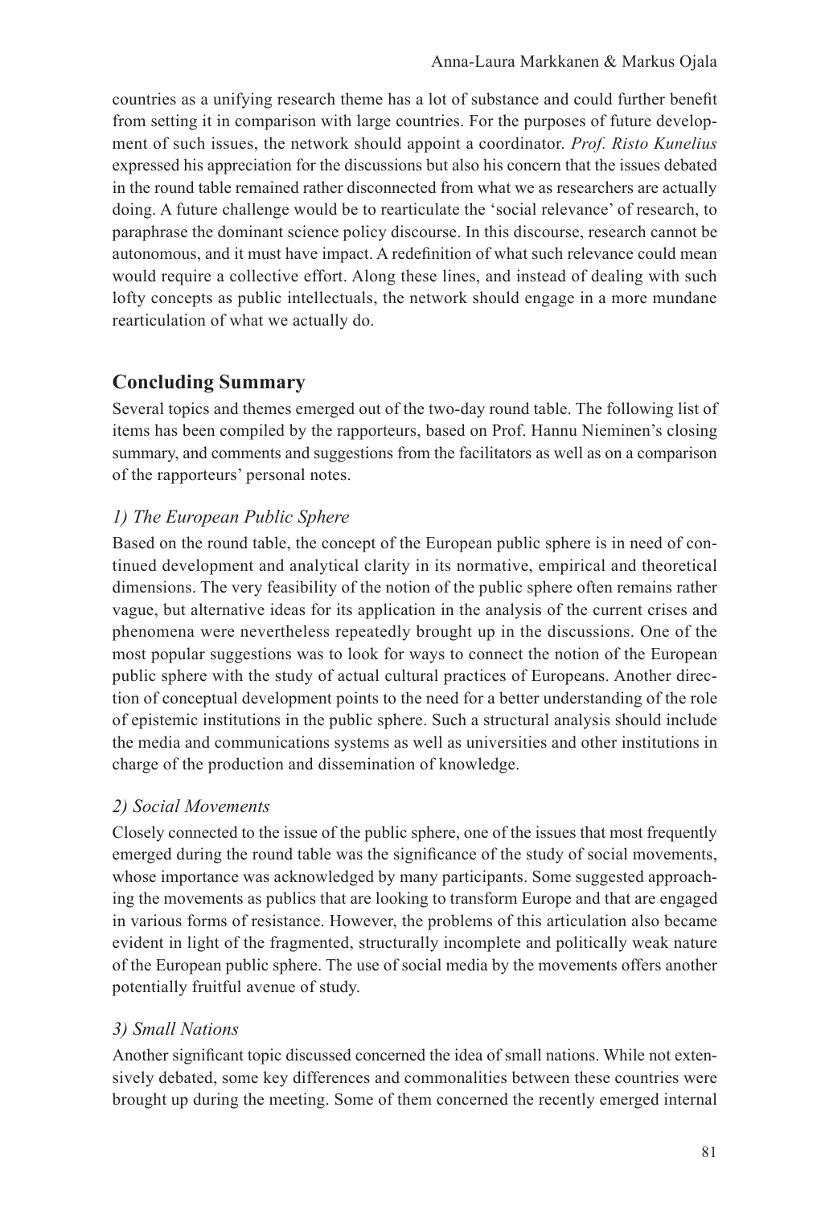countries as a unifying research theme has a lot of substance and could further benefit from setting it in comparison with large countries. For the purposes of future development of such issues, the network should appoint a coordinator. *Prof. Risto Kunelius* expressed his appreciation for the discussions but also his concern that the issues debated in the round table remained rather disconnected from what we as researchers are actually doing. A future challenge would be to rearticulate the 'social relevance' of research, to paraphrase the dominant science policy discourse. In this discourse, research cannot be autonomous, and it must have impact. A redefinition of what such relevance could mean would require a collective effort. Along these lines, and instead of dealing with such lofty concepts as public intellectuals, the network should engage in a more mundane rearticulation of what we actually do.

## Concluding Summary

Several topics and themes emerged out of the two-day round table. The following list of items has been compiled by the rapporteurs, based on Prof. Hannu Nieminen's closing summary, and comments and suggestions from the facilitators as well as on a comparison of the rapporteurs' personal notes.

### *1) The European Public Sphere*

Based on the round table, the concept of the European public sphere is in need of continued development and analytical clarity in its normative, empirical and theoretical dimensions. The very feasibility of the notion of the public sphere often remains rather vague, but alternative ideas for its application in the analysis of the current crises and phenomena were nevertheless repeatedly brought up in the discussions. One of the most popular suggestions was to look for ways to connect the notion of the European public sphere with the study of actual cultural practices of Europeans. Another direction of conceptual development points to the need for a better understanding of the role of epistemic institutions in the public sphere. Such a structural analysis should include the media and communications systems as well as universities and other institutions in charge of the production and dissemination of knowledge.

### *2) Social Movements*

Closely connected to the issue of the public sphere, one of the issues that most frequently emerged during the round table was the significance of the study of social movements, whose importance was acknowledged by many participants. Some suggested approaching the movements as publics that are looking to transform Europe and that are engaged in various forms of resistance. However, the problems of this articulation also became evident in light of the fragmented, structurally incomplete and politically weak nature of the European public sphere. The use of social media by the movements offers another potentially fruitful avenue of study.

### *3) Small Nations*

Another significant topic discussed concerned the idea of small nations. While not extensively debated, some key differences and commonalities between these countries were brought up during the meeting. Some of them concerned the recently emerged internal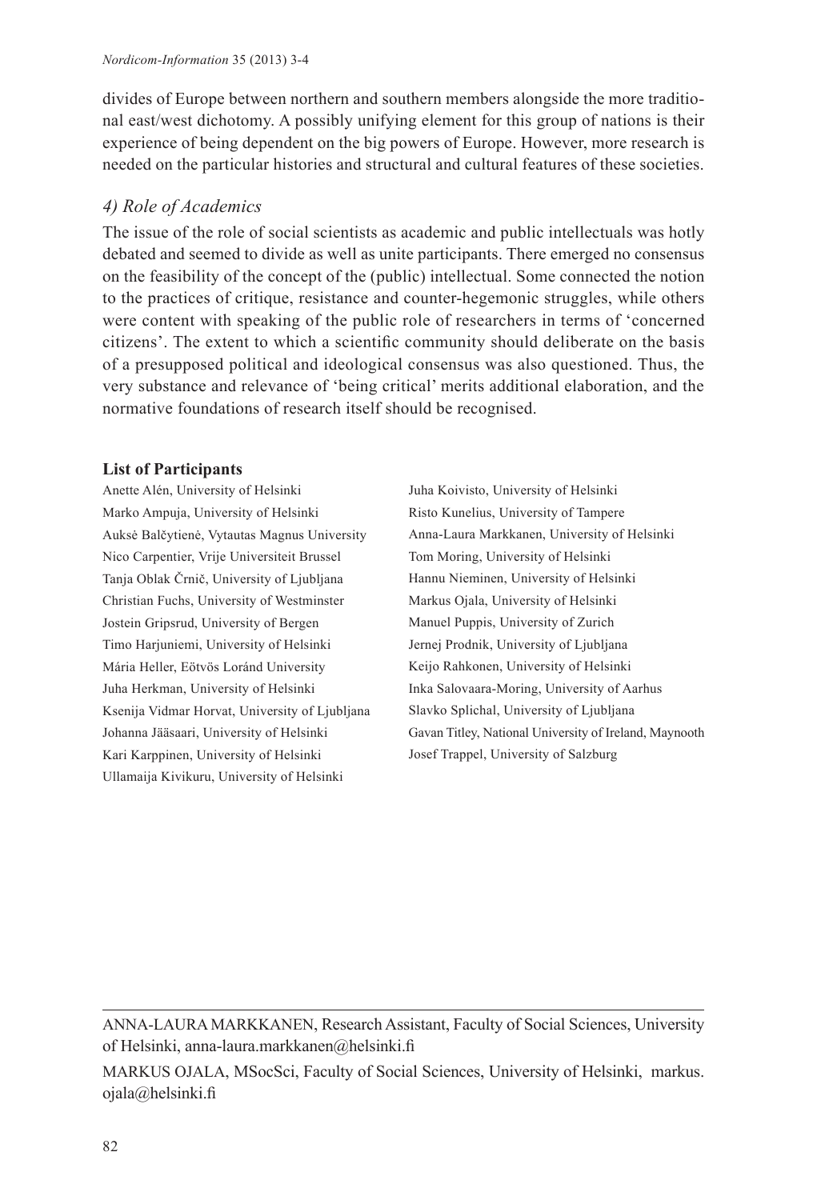divides of Europe between northern and southern members alongside the more traditional east/west dichotomy. A possibly unifying element for this group of nations is their experience of being dependent on the big powers of Europe. However, more research is needed on the particular histories and structural and cultural features of these societies.

### *4) Role of Academics*

The issue of the role of social scientists as academic and public intellectuals was hotly debated and seemed to divide as well as unite participants. There emerged no consensus on the feasibility of the concept of the (public) intellectual. Some connected the notion to the practices of critique, resistance and counter-hegemonic struggles, while others were content with speaking of the public role of researchers in terms of 'concerned citizens'. The extent to which a scientific community should deliberate on the basis of a presupposed political and ideological consensus was also questioned. Thus, the very substance and relevance of 'being critical' merits additional elaboration, and the normative foundations of research itself should be recognised.

**List of Participants**

Anette Alén, University of Helsinki
Marko Ampuja, University of Helsinki
Auksė Balčytienė, Vytautas Magnus University
Nico Carpentier, Vrije Universiteit Brussel
Tanja Oblak Črnič, University of Ljubljana
Christian Fuchs, University of Westminster
Jostein Gripsrud, University of Bergen
Timo Harjuniemi, University of Helsinki
Mária Heller, Eötvös Loránd University
Juha Herkman, University of Helsinki
Ksenija Vidmar Horvat, University of Ljubljana
Johanna Jääsaari, University of Helsinki
Kari Karppinen, University of Helsinki
Ullamaija Kivikuru, University of Helsinki
Juha Koivisto, University of Helsinki
Risto Kunelius, University of Tampere
Anna-Laura Markkanen, University of Helsinki
Tom Moring, University of Helsinki
Hannu Nieminen, University of Helsinki
Markus Ojala, University of Helsinki
Manuel Puppis, University of Zurich
Jernej Prodnik, University of Ljubljana
Keijo Rahkonen, University of Helsinki
Inka Salovaara-Moring, University of Aarhus
Slavko Splichal, University of Ljubljana
Gavan Titley, National University of Ireland, Maynooth
Josef Trappel, University of Salzburg

---

ANNA-LAURA MARKKANEN, Research Assistant, Faculty of Social Sciences, University of Helsinki, anna-laura.markkanen@helsinki.fi

MARKUS OJALA, MSocSci, Faculty of Social Sciences, University of Helsinki, markus.ojala@helsinki.fi